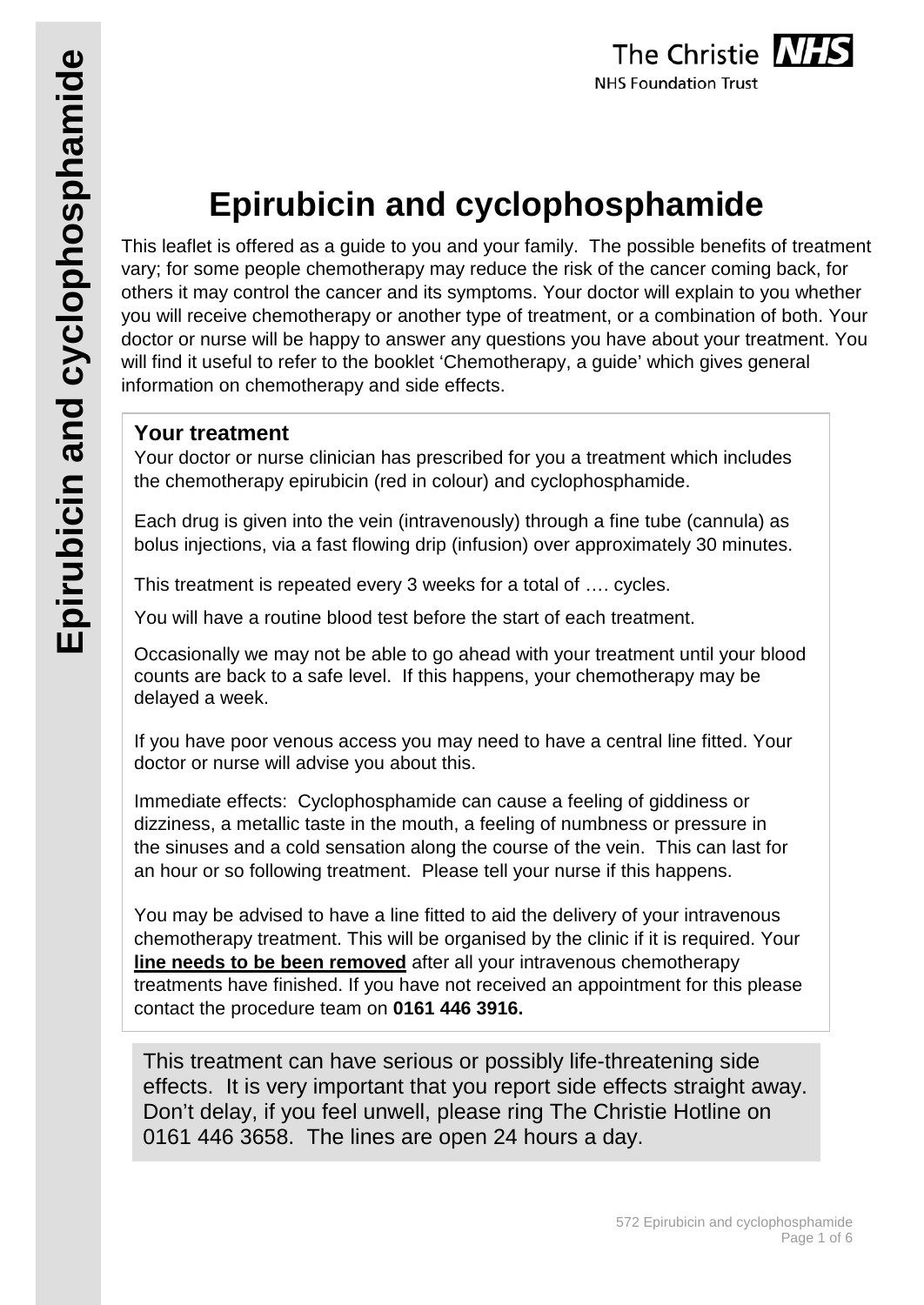# Epirubicin and cyclophosphamide

This leaflet is offered as a guide to you and your family. The possible benefits of treatment vary; for some people chemotherapy may reduce the risk of the cancer coming back, for others it may control the cancer and its symptoms. Your doctor will explain to you whether you will receive chemotherapy or another type of treatment, or a combination of both. Your doctor or nurse will be happy to answer any questions you have about your treatment. You will find it useful to refer to the booklet 'Chemotherapy, a guide' which gives general information on chemotherapy and side effects.

## Your treatment

Your doctor or nurse clinician has prescribed for you a treatment which includes the chemotherapy epirubicin (red in colour) and cyclophosphamide.

Each drug is given into the vein (intravenously) through a fine tube (cannula) as bolus injections, via a fast flowing drip (infusion) over approximately 30 minutes.

This treatment is repeated every 3 weeks for a total of …. cycles.

You will have a routine blood test before the start of each treatment.

Occasionally we may not be able to go ahead with your treatment until your blood counts are back to a safe level. If this happens, your chemotherapy may be delayed a week.

If you have poor venous access you may need to have a central line fitted. Your doctor or nurse will advise you about this.

Immediate effects: Cyclophosphamide can cause a feeling of giddiness or dizziness, a metallic taste in the mouth, a feeling of numbness or pressure in the sinuses and a cold sensation along the course of the vein. This can last for an hour or so following treatment. Please tell your nurse if this happens.

You may be advised to have a line fitted to aid the delivery of your intravenous chemotherapy treatment. This will be organised by the clinic if it is required. Your **line needs to be been removed** after all your intravenous chemotherapy treatments have finished. If you have not received an appointment for this please contact the procedure team on **0161 446 3916.**

This treatment can have serious or possibly life-threatening side effects. It is very important that you report side effects straight away. Don't delay, if you feel unwell, please ring The Christie Hotline on 0161 446 3658. The lines are open 24 hours a day.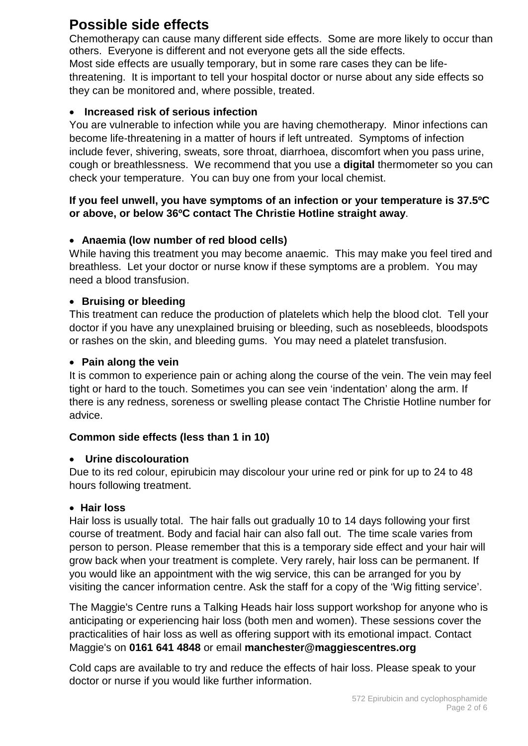# Possible side effects

Chemotherapy can cause many different side effects. Some are more likely to occur than others. Everyone is different and not everyone gets all the side effects.

Most side effects are usually temporary, but in some rare cases they can be life-threatening. It is important to tell your hospital doctor or nurse about any side effects so they can be monitored and, where possible, treated.

- **Increased risk of serious infection**

You are vulnerable to infection while you are having chemotherapy. Minor infections can become life-threatening in a matter of hours if left untreated. Symptoms of infection include fever, shivering, sweats, sore throat, diarrhoea, discomfort when you pass urine, cough or breathlessness. We recommend that you use a **digital** thermometer so you can check your temperature. You can buy one from your local chemist.

**If you feel unwell, you have symptoms of an infection or your temperature is 37.5ºC or above, or below 36ºC contact The Christie Hotline straight away**.

- **Anaemia (low number of red blood cells)**

While having this treatment you may become anaemic. This may make you feel tired and breathless. Let your doctor or nurse know if these symptoms are a problem. You may need a blood transfusion.

- **Bruising or bleeding**

This treatment can reduce the production of platelets which help the blood clot. Tell your doctor if you have any unexplained bruising or bleeding, such as nosebleeds, bloodspots or rashes on the skin, and bleeding gums. You may need a platelet transfusion.

- **Pain along the vein**

It is common to experience pain or aching along the course of the vein. The vein may feel tight or hard to the touch. Sometimes you can see vein 'indentation' along the arm. If there is any redness, soreness or swelling please contact The Christie Hotline number for advice.

**Common side effects (less than 1 in 10)**

- **Urine discolouration**

Due to its red colour, epirubicin may discolour your urine red or pink for up to 24 to 48 hours following treatment.

- **Hair loss**

Hair loss is usually total. The hair falls out gradually 10 to 14 days following your first course of treatment. Body and facial hair can also fall out. The time scale varies from person to person. Please remember that this is a temporary side effect and your hair will grow back when your treatment is complete. Very rarely, hair loss can be permanent. If you would like an appointment with the wig service, this can be arranged for you by visiting the cancer information centre. Ask the staff for a copy of the 'Wig fitting service'.

The Maggie's Centre runs a Talking Heads hair loss support workshop for anyone who is anticipating or experiencing hair loss (both men and women). These sessions cover the practicalities of hair loss as well as offering support with its emotional impact. Contact Maggie's on **0161 641 4848** or email **manchester@maggiescentres.org**

Cold caps are available to try and reduce the effects of hair loss. Please speak to your doctor or nurse if you would like further information.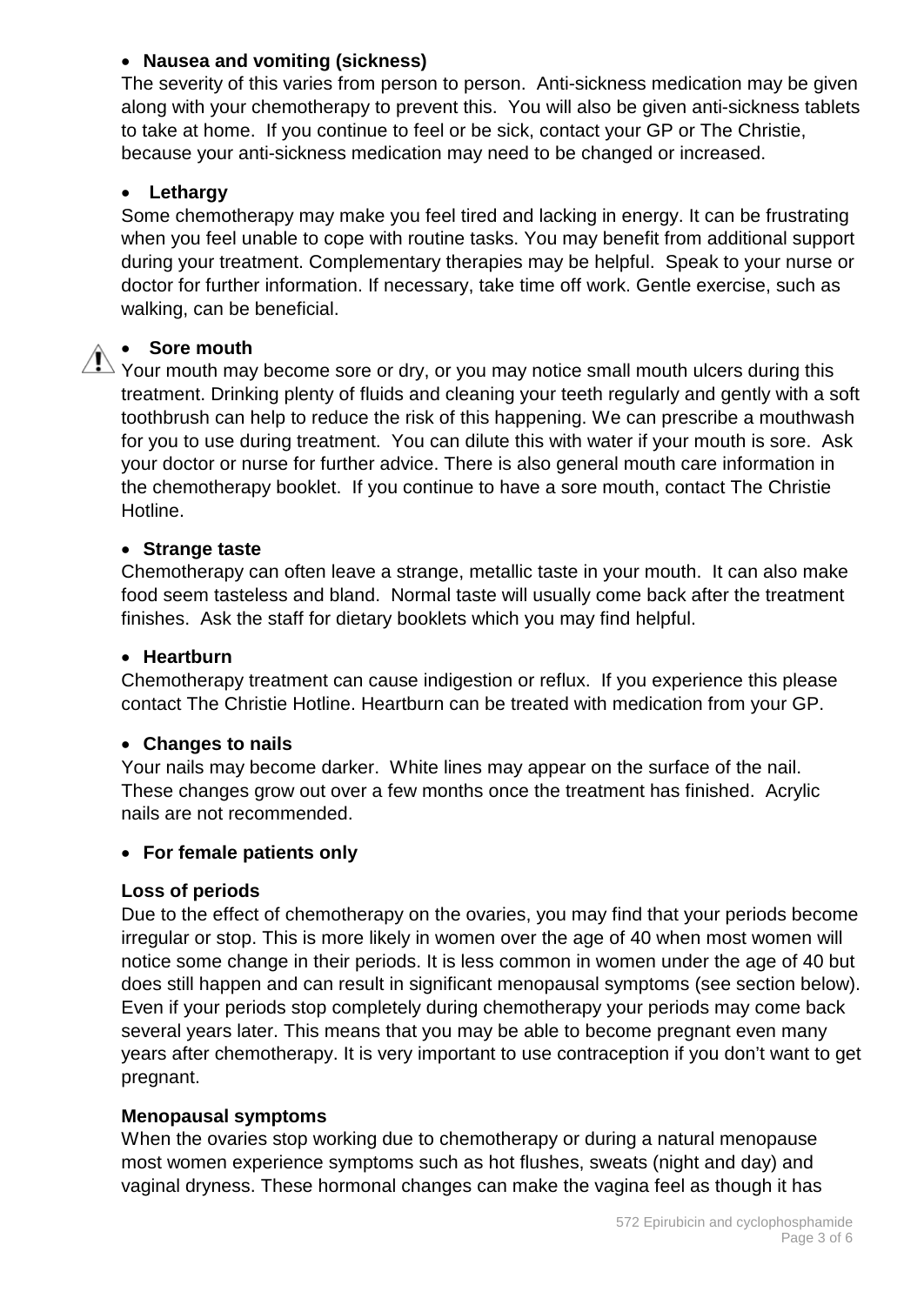- **Nausea and vomiting (sickness)**

The severity of this varies from person to person. Anti-sickness medication may be given along with your chemotherapy to prevent this. You will also be given anti-sickness tablets to take at home. If you continue to feel or be sick, contact your GP or The Christie, because your anti-sickness medication may need to be changed or increased.

- **Lethargy**

Some chemotherapy may make you feel tired and lacking in energy. It can be frustrating when you feel unable to cope with routine tasks. You may benefit from additional support during your treatment. Complementary therapies may be helpful. Speak to your nurse or doctor for further information. If necessary, take time off work. Gentle exercise, such as walking, can be beneficial.

- **Sore mouth**

Your mouth may become sore or dry, or you may notice small mouth ulcers during this treatment. Drinking plenty of fluids and cleaning your teeth regularly and gently with a soft toothbrush can help to reduce the risk of this happening. We can prescribe a mouthwash for you to use during treatment. You can dilute this with water if your mouth is sore. Ask your doctor or nurse for further advice. There is also general mouth care information in the chemotherapy booklet. If you continue to have a sore mouth, contact The Christie Hotline.

- **Strange taste**

Chemotherapy can often leave a strange, metallic taste in your mouth. It can also make food seem tasteless and bland. Normal taste will usually come back after the treatment finishes. Ask the staff for dietary booklets which you may find helpful.

- **Heartburn**

Chemotherapy treatment can cause indigestion or reflux. If you experience this please contact The Christie Hotline. Heartburn can be treated with medication from your GP.

- **Changes to nails**

Your nails may become darker. White lines may appear on the surface of the nail. These changes grow out over a few months once the treatment has finished. Acrylic nails are not recommended.

- **For female patients only**

**Loss of periods**

Due to the effect of chemotherapy on the ovaries, you may find that your periods become irregular or stop. This is more likely in women over the age of 40 when most women will notice some change in their periods. It is less common in women under the age of 40 but does still happen and can result in significant menopausal symptoms (see section below). Even if your periods stop completely during chemotherapy your periods may come back several years later. This means that you may be able to become pregnant even many years after chemotherapy. It is very important to use contraception if you don't want to get pregnant.

**Menopausal symptoms**

When the ovaries stop working due to chemotherapy or during a natural menopause most women experience symptoms such as hot flushes, sweats (night and day) and vaginal dryness. These hormonal changes can make the vagina feel as though it has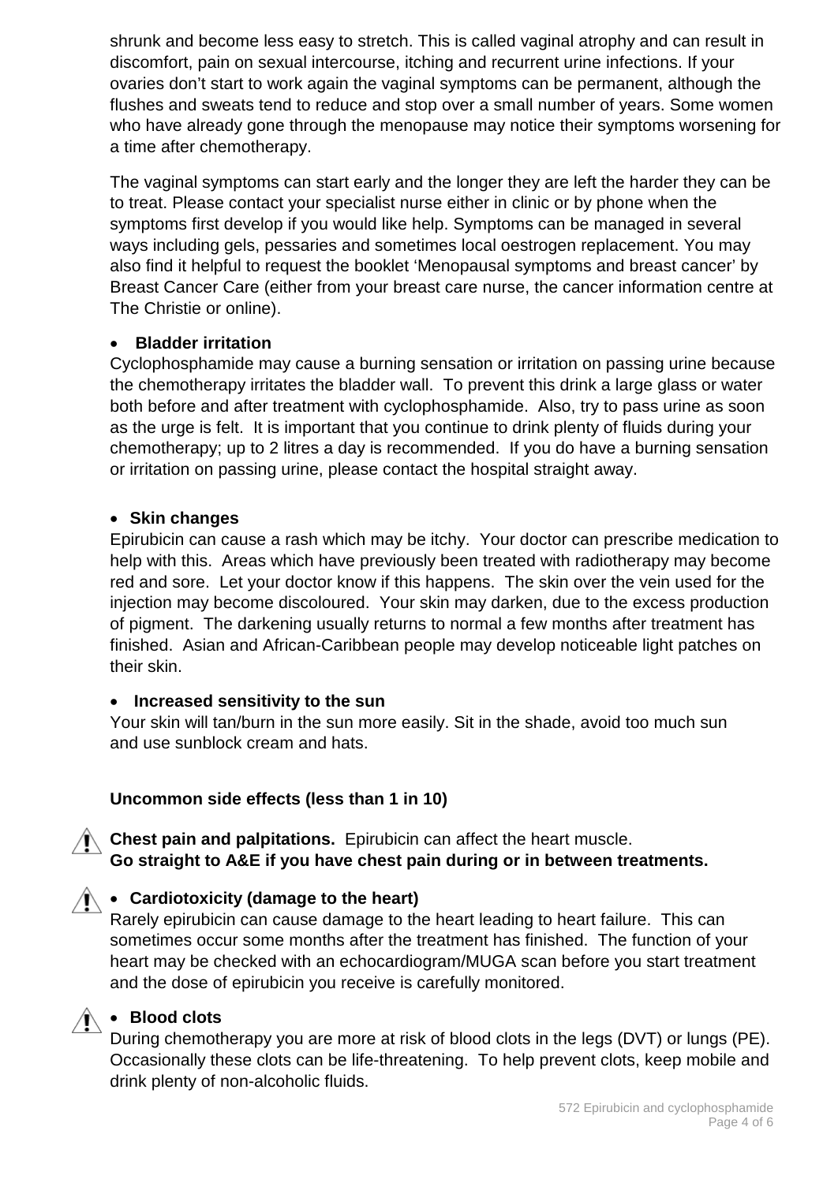shrunk and become less easy to stretch. This is called vaginal atrophy and can result in discomfort, pain on sexual intercourse, itching and recurrent urine infections. If your ovaries don't start to work again the vaginal symptoms can be permanent, although the flushes and sweats tend to reduce and stop over a small number of years. Some women who have already gone through the menopause may notice their symptoms worsening for a time after chemotherapy.

The vaginal symptoms can start early and the longer they are left the harder they can be to treat. Please contact your specialist nurse either in clinic or by phone when the symptoms first develop if you would like help. Symptoms can be managed in several ways including gels, pessaries and sometimes local oestrogen replacement. You may also find it helpful to request the booklet 'Menopausal symptoms and breast cancer' by Breast Cancer Care (either from your breast care nurse, the cancer information centre at The Christie or online).

- **Bladder irritation**

Cyclophosphamide may cause a burning sensation or irritation on passing urine because the chemotherapy irritates the bladder wall. To prevent this drink a large glass or water both before and after treatment with cyclophosphamide. Also, try to pass urine as soon as the urge is felt. It is important that you continue to drink plenty of fluids during your chemotherapy; up to 2 litres a day is recommended. If you do have a burning sensation or irritation on passing urine, please contact the hospital straight away.

- **Skin changes**

Epirubicin can cause a rash which may be itchy. Your doctor can prescribe medication to help with this. Areas which have previously been treated with radiotherapy may become red and sore. Let your doctor know if this happens. The skin over the vein used for the injection may become discoloured. Your skin may darken, due to the excess production of pigment. The darkening usually returns to normal a few months after treatment has finished. Asian and African-Caribbean people may develop noticeable light patches on their skin.

- **Increased sensitivity to the sun**

Your skin will tan/burn in the sun more easily. Sit in the shade, avoid too much sun and use sunblock cream and hats.

**Uncommon side effects (less than 1 in 10)**

⚠ **Chest pain and palpitations.** Epirubicin can affect the heart muscle.
**Go straight to A&E if you have chest pain during or in between treatments.**

⚠ **Cardiotoxicity (damage to the heart)**

Rarely epirubicin can cause damage to the heart leading to heart failure. This can sometimes occur some months after the treatment has finished. The function of your heart may be checked with an echocardiogram/MUGA scan before you start treatment and the dose of epirubicin you receive is carefully monitored.

⚠ **Blood clots**

During chemotherapy you are more at risk of blood clots in the legs (DVT) or lungs (PE). Occasionally these clots can be life-threatening. To help prevent clots, keep mobile and drink plenty of non-alcoholic fluids.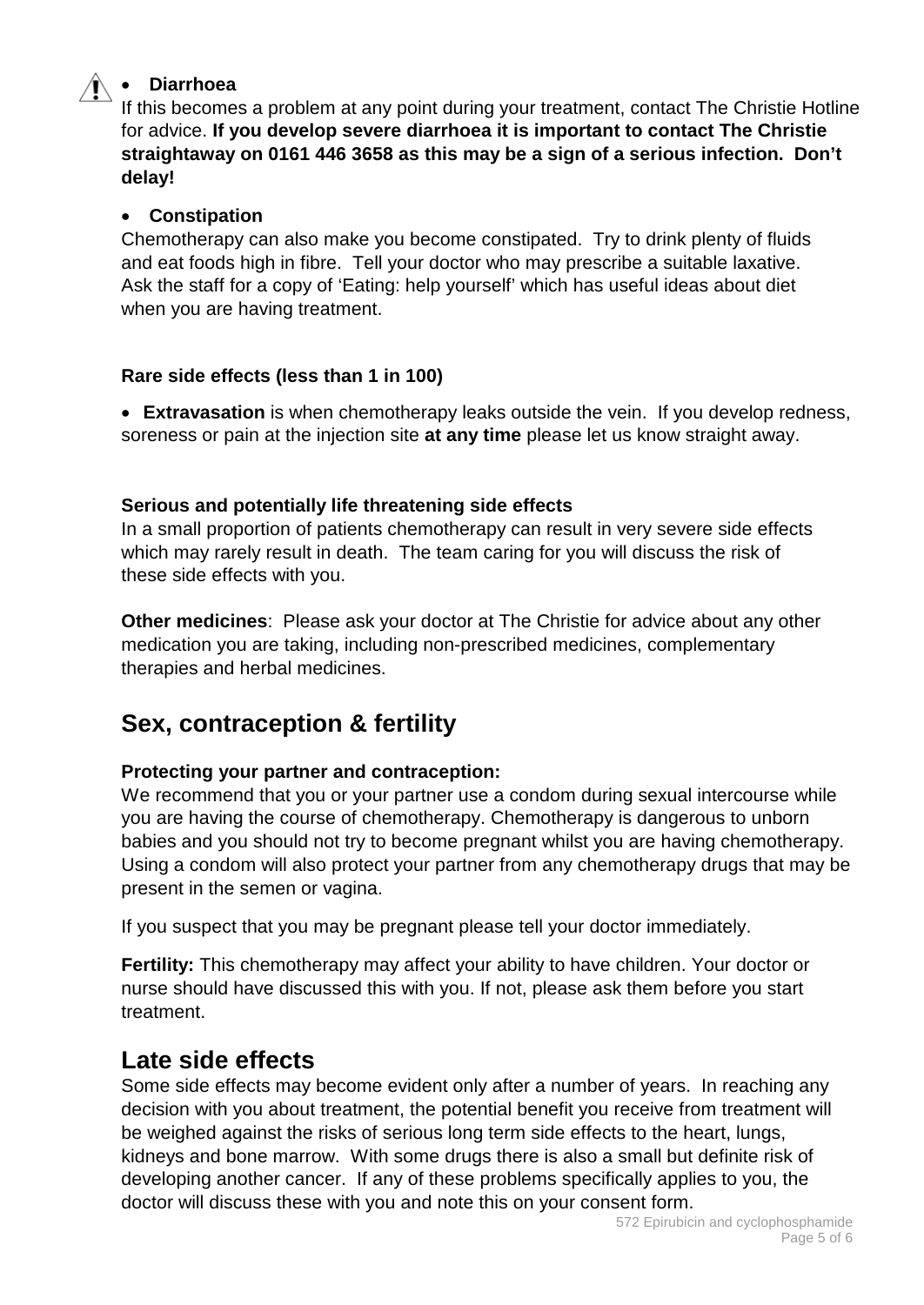- **Diarrhoea**

If this becomes a problem at any point during your treatment, contact The Christie Hotline for advice. **If you develop severe diarrhoea it is important to contact The Christie straightaway on 0161 446 3658 as this may be a sign of a serious infection. Don't delay!**

- **Constipation**

Chemotherapy can also make you become constipated. Try to drink plenty of fluids and eat foods high in fibre. Tell your doctor who may prescribe a suitable laxative. Ask the staff for a copy of 'Eating: help yourself' which has useful ideas about diet when you are having treatment.

**Rare side effects (less than 1 in 100)**

- **Extravasation** is when chemotherapy leaks outside the vein. If you develop redness, soreness or pain at the injection site **at any time** please let us know straight away.

**Serious and potentially life threatening side effects**

In a small proportion of patients chemotherapy can result in very severe side effects which may rarely result in death. The team caring for you will discuss the risk of these side effects with you.

**Other medicines**: Please ask your doctor at The Christie for advice about any other medication you are taking, including non-prescribed medicines, complementary therapies and herbal medicines.

## Sex, contraception & fertility

**Protecting your partner and contraception:**

We recommend that you or your partner use a condom during sexual intercourse while you are having the course of chemotherapy. Chemotherapy is dangerous to unborn babies and you should not try to become pregnant whilst you are having chemotherapy. Using a condom will also protect your partner from any chemotherapy drugs that may be present in the semen or vagina.

If you suspect that you may be pregnant please tell your doctor immediately.

**Fertility:** This chemotherapy may affect your ability to have children. Your doctor or nurse should have discussed this with you. If not, please ask them before you start treatment.

## Late side effects

Some side effects may become evident only after a number of years. In reaching any decision with you about treatment, the potential benefit you receive from treatment will be weighed against the risks of serious long term side effects to the heart, lungs, kidneys and bone marrow. With some drugs there is also a small but definite risk of developing another cancer. If any of these problems specifically applies to you, the doctor will discuss these with you and note this on your consent form.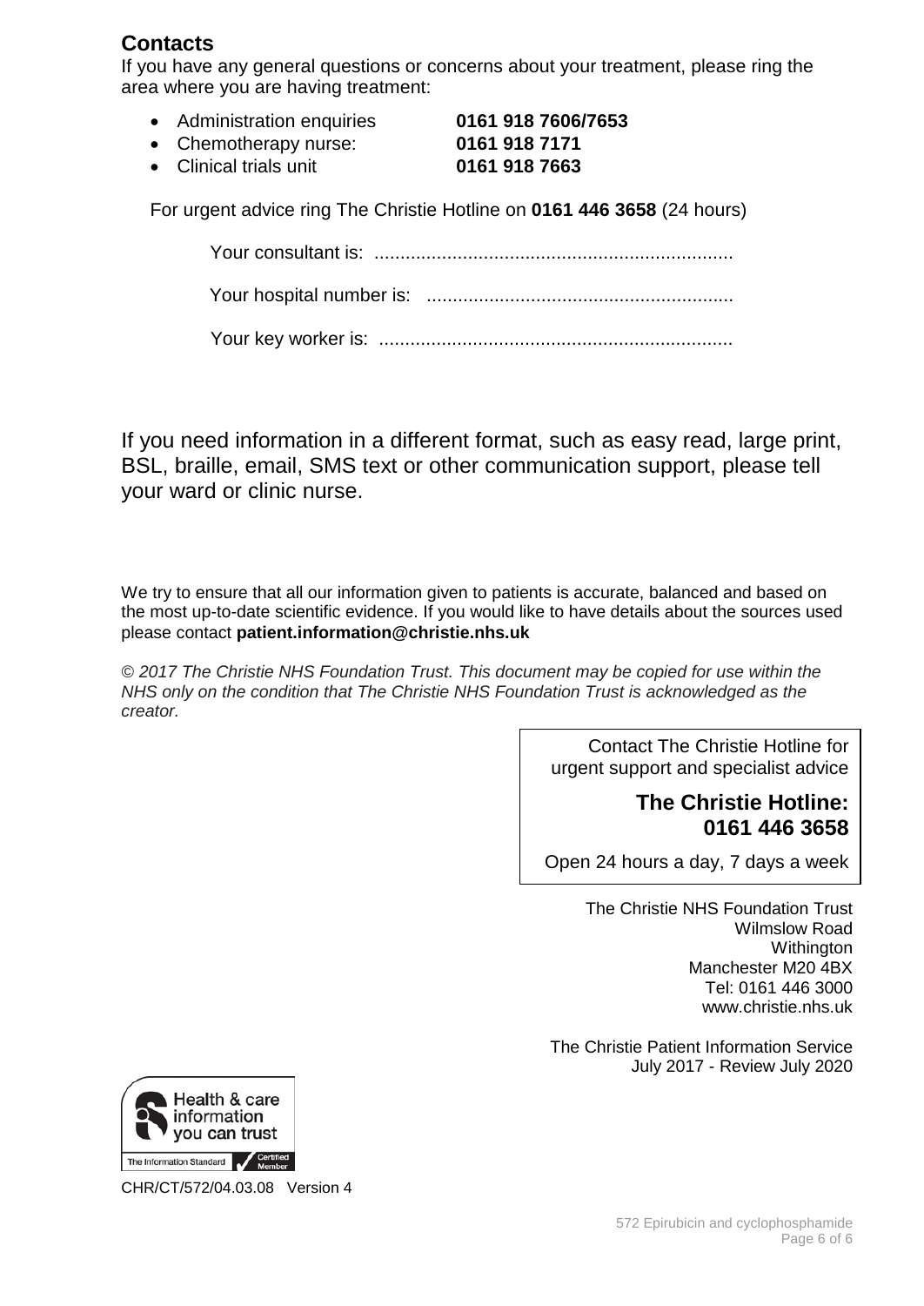## Contacts

If you have any general questions or concerns about your treatment, please ring the area where you are having treatment:

- Administration enquiries **0161 918 7606/7653**
- Chemotherapy nurse: **0161 918 7171**
- Clinical trials unit **0161 918 7663**

For urgent advice ring The Christie Hotline on **0161 446 3658** (24 hours)

Your consultant is: ....................................................................

Your hospital number is: ..........................................................

Your key worker is: ...................................................................

If you need information in a different format, such as easy read, large print, BSL, braille, email, SMS text or other communication support, please tell your ward or clinic nurse.

We try to ensure that all our information given to patients is accurate, balanced and based on the most up-to-date scientific evidence. If you would like to have details about the sources used please contact **patient.information@christie.nhs.uk**

*© 2017 The Christie NHS Foundation Trust. This document may be copied for use within the NHS only on the condition that The Christie NHS Foundation Trust is acknowledged as the creator.*

Contact The Christie Hotline for urgent support and specialist advice

**The Christie Hotline: 0161 446 3658**

Open 24 hours a day, 7 days a week

The Christie NHS Foundation Trust
Wilmslow Road
Withington
Manchester M20 4BX
Tel: 0161 446 3000
www.christie.nhs.uk

The Christie Patient Information Service
July 2017 - Review July 2020

Health & care information you can trust
The Information Standard Certified Member

CHR/CT/572/04.03.08 Version 4